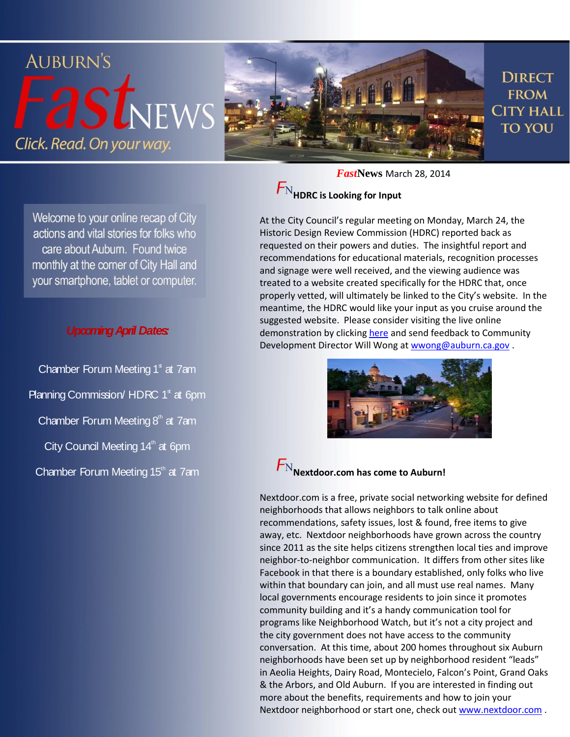# AUBURN'S *Fast*NEWS

*Click. Read. On your way.*

DIRECT FROM CITY HALL TO YOU

Welcome to your online recap of City actions and vital stories for folks who care about Auburn. Found twice monthly at the corner of City Hall and your smartphone, tablet or computer.

***Upcoming April Dates:***

Chamber Forum Meeting 1st at 7am

Planning Commission/ HDRC 1st at 6pm

Chamber Forum Meeting 8th at 7am

City Council Meeting 14th at 6pm

Chamber Forum Meeting 15th at 7am

***Fast*News** March 28, 2014

## FN HDRC is Looking for Input

At the City Council's regular meeting on Monday, March 24, the Historic Design Review Commission (HDRC) reported back as requested on their powers and duties. The insightful report and recommendations for educational materials, recognition processes and signage were well received, and the viewing audience was treated to a website created specifically for the HDRC that, once properly vetted, will ultimately be linked to the City's website. In the meantime, the HDRC would like your input as you cruise around the suggested website. Please consider visiting the live online demonstration by clicking here and send feedback to Community Development Director Will Wong at wwong@auburn.ca.gov .

## FN Nextdoor.com has come to Auburn!

Nextdoor.com is a free, private social networking website for defined neighborhoods that allows neighbors to talk online about recommendations, safety issues, lost & found, free items to give away, etc. Nextdoor neighborhoods have grown across the country since 2011 as the site helps citizens strengthen local ties and improve neighbor-to-neighbor communication. It differs from other sites like Facebook in that there is a boundary established, only folks who live within that boundary can join, and all must use real names. Many local governments encourage residents to join since it promotes community building and it's a handy communication tool for programs like Neighborhood Watch, but it's not a city project and the city government does not have access to the community conversation. At this time, about 200 homes throughout six Auburn neighborhoods have been set up by neighborhood resident "leads" in Aeolia Heights, Dairy Road, Montecielo, Falcon's Point, Grand Oaks & the Arbors, and Old Auburn. If you are interested in finding out more about the benefits, requirements and how to join your Nextdoor neighborhood or start one, check out www.nextdoor.com .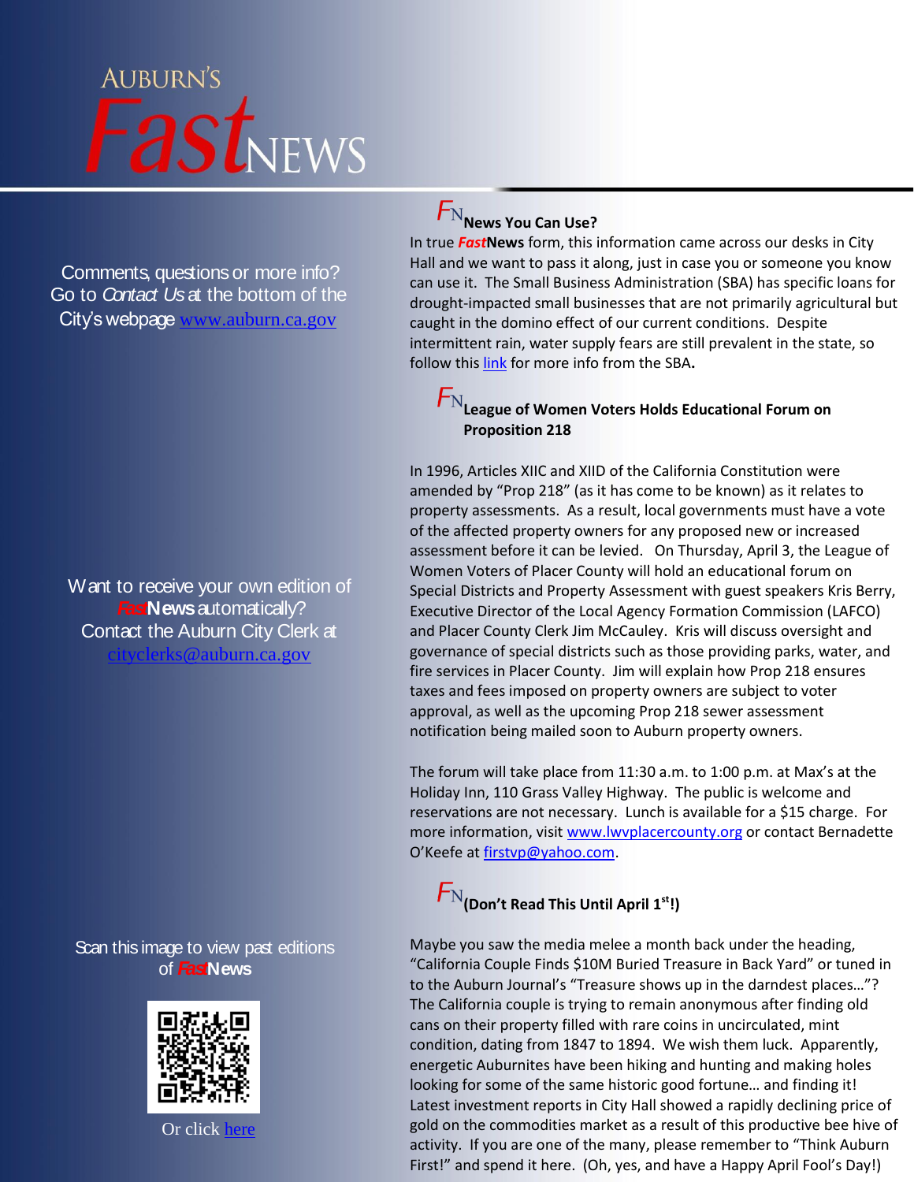# AUBURN'S *Fast*NEWS

Comments, questions or more info? Go to *Contact Us* at the bottom of the City's webpage www.auburn.ca.gov

Want to receive your own edition of ***Fast*News** automatically? Contact the Auburn City Clerk at cityclerks@auburn.ca.gov

Scan this image to view past editions of ***Fast*News**

Or click here

## FN News You Can Use?

In true ***Fast*News** form, this information came across our desks in City Hall and we want to pass it along, just in case you or someone you know can use it. The Small Business Administration (SBA) has specific loans for drought-impacted small businesses that are not primarily agricultural but caught in the domino effect of our current conditions. Despite intermittent rain, water supply fears are still prevalent in the state, so follow this link for more info from the SBA**.**

## FN League of Women Voters Holds Educational Forum on Proposition 218

In 1996, Articles XIIC and XIID of the California Constitution were amended by "Prop 218" (as it has come to be known) as it relates to property assessments. As a result, local governments must have a vote of the affected property owners for any proposed new or increased assessment before it can be levied. On Thursday, April 3, the League of Women Voters of Placer County will hold an educational forum on Special Districts and Property Assessment with guest speakers Kris Berry, Executive Director of the Local Agency Formation Commission (LAFCO) and Placer County Clerk Jim McCauley. Kris will discuss oversight and governance of special districts such as those providing parks, water, and fire services in Placer County. Jim will explain how Prop 218 ensures taxes and fees imposed on property owners are subject to voter approval, as well as the upcoming Prop 218 sewer assessment notification being mailed soon to Auburn property owners.

The forum will take place from 11:30 a.m. to 1:00 p.m. at Max's at the Holiday Inn, 110 Grass Valley Highway. The public is welcome and reservations are not necessary. Lunch is available for a $15 charge. For more information, visit www.lwvplacercounty.org or contact Bernadette O'Keefe at firstvp@yahoo.com.

## FN (Don't Read This Until April 1st!)

Maybe you saw the media melee a month back under the heading, "California Couple Finds $10M Buried Treasure in Back Yard" or tuned in to the Auburn Journal's "Treasure shows up in the darndest places…"? The California couple is trying to remain anonymous after finding old cans on their property filled with rare coins in uncirculated, mint condition, dating from 1847 to 1894. We wish them luck. Apparently, energetic Auburnites have been hiking and hunting and making holes looking for some of the same historic good fortune… and finding it! Latest investment reports in City Hall showed a rapidly declining price of gold on the commodities market as a result of this productive bee hive of activity. If you are one of the many, please remember to "Think Auburn First!" and spend it here. (Oh, yes, and have a Happy April Fool's Day!)